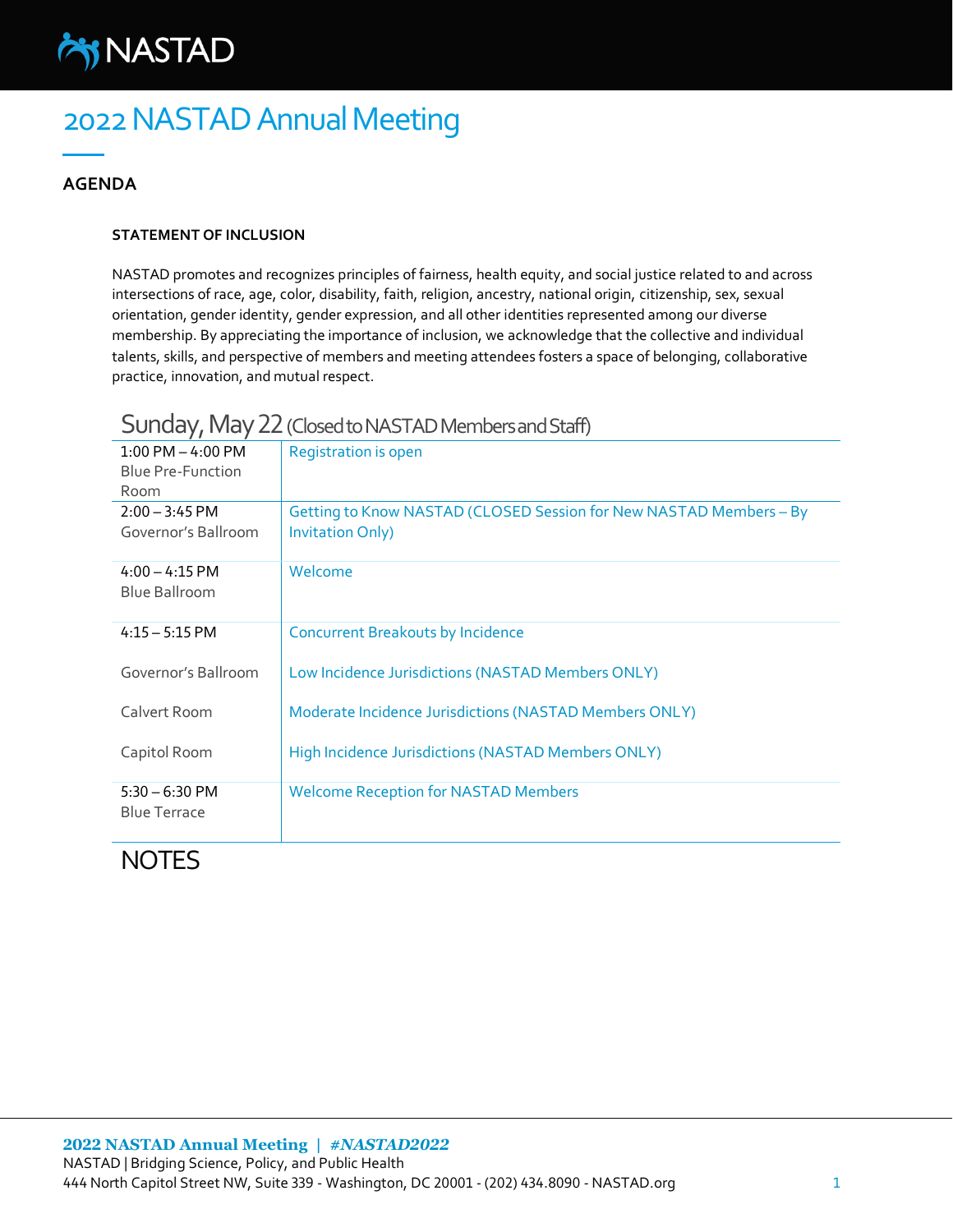NASTAD

# 2022 NASTAD Annual Meeting

## AGENDA

### STATEMENT OF INCLUSION

NASTAD promotes and recognizes principles of fairness, health equity, and social justice related to and across intersections of race, age, color, disability, faith, religion, ancestry, national origin, citizenship, sex, sexual orientation, gender identity, gender expression, and all other identities represented among our diverse membership. By appreciating the importance of inclusion, we acknowledge that the collective and individual talents, skills, and perspective of members and meeting attendees fosters a space of belonging, collaborative practice, innovation, and mutual respect.

## Sunday, May 22 (Closed to NASTAD Members and Staff)

| | |
|---|---|
| 1:00 PM – 4:00 PM<br>Blue Pre-Function Room | Registration is open |
| 2:00 – 3:45 PM<br>Governor's Ballroom | Getting to Know NASTAD (CLOSED Session for New NASTAD Members – By Invitation Only) |
| 4:00 – 4:15 PM<br>Blue Ballroom | Welcome |
| 4:15 – 5:15 PM | Concurrent Breakouts by Incidence |
| Governor's Ballroom | Low Incidence Jurisdictions (NASTAD Members ONLY) |
| Calvert Room | Moderate Incidence Jurisdictions (NASTAD Members ONLY) |
| Capitol Room | High Incidence Jurisdictions (NASTAD Members ONLY) |
| 5:30 – 6:30 PM<br>Blue Terrace | Welcome Reception for NASTAD Members |

## NOTES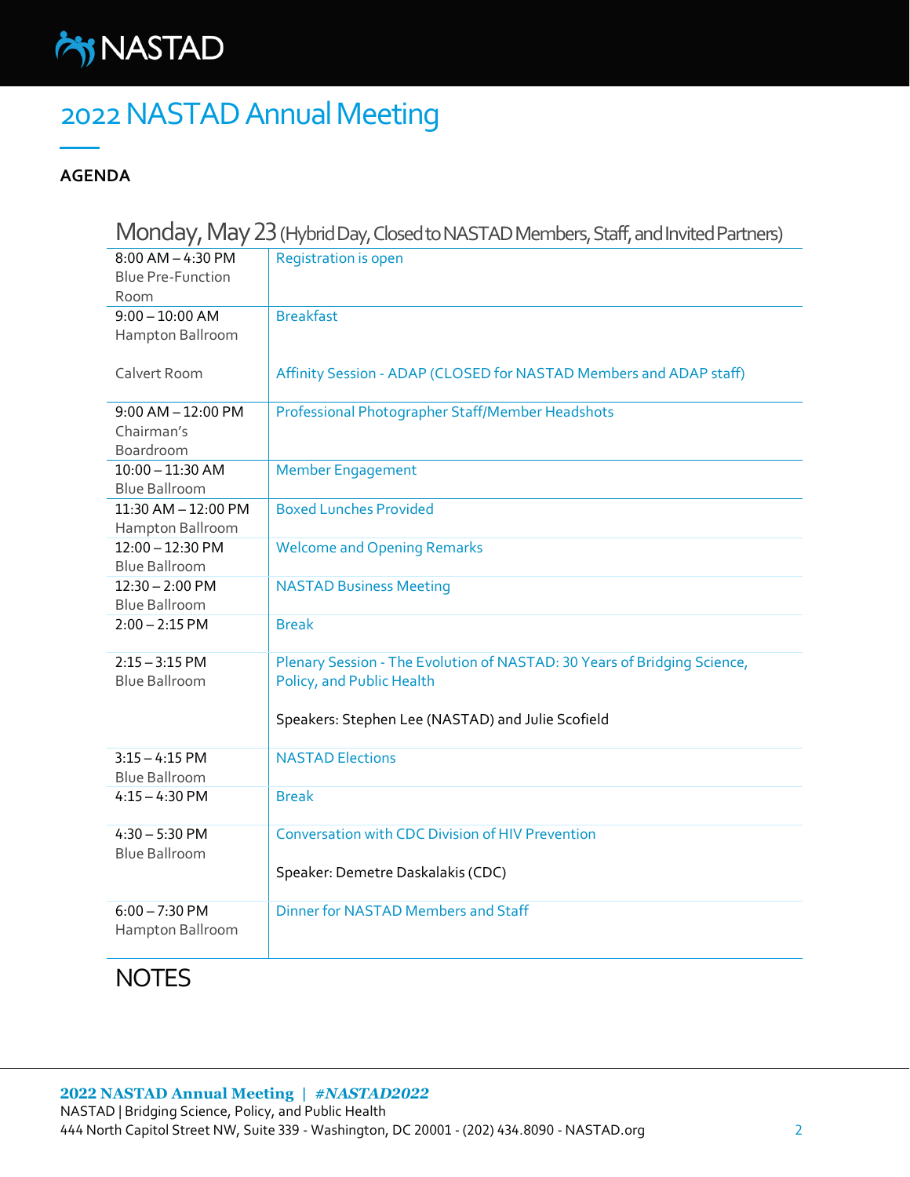# 2022 NASTAD Annual Meeting

**AGENDA**

## Monday, May 23 (Hybrid Day, Closed to NASTAD Members, Staff, and Invited Partners)

| | |
|---|---|
| 8:00 AM – 4:30 PM<br>Blue Pre-Function Room | Registration is open |
| 9:00 – 10:00 AM<br>Hampton Ballroom<br><br>Calvert Room | Breakfast<br><br>Affinity Session - ADAP (CLOSED for NASTAD Members and ADAP staff) |
| 9:00 AM – 12:00 PM<br>Chairman's Boardroom | Professional Photographer Staff/Member Headshots |
| 10:00 – 11:30 AM<br>Blue Ballroom | Member Engagement |
| 11:30 AM – 12:00 PM<br>Hampton Ballroom | Boxed Lunches Provided |
| 12:00 – 12:30 PM<br>Blue Ballroom | Welcome and Opening Remarks |
| 12:30 – 2:00 PM<br>Blue Ballroom | NASTAD Business Meeting |
| 2:00 – 2:15 PM | Break |
| 2:15 – 3:15 PM<br>Blue Ballroom | Plenary Session - The Evolution of NASTAD: 30 Years of Bridging Science, Policy, and Public Health<br><br>Speakers: Stephen Lee (NASTAD) and Julie Scofield |
| 3:15 – 4:15 PM<br>Blue Ballroom | NASTAD Elections |
| 4:15 – 4:30 PM | Break |
| 4:30 – 5:30 PM<br>Blue Ballroom | Conversation with CDC Division of HIV Prevention<br><br>Speaker: Demetre Daskalakis (CDC) |
| 6:00 – 7:30 PM<br>Hampton Ballroom | Dinner for NASTAD Members and Staff |

## NOTES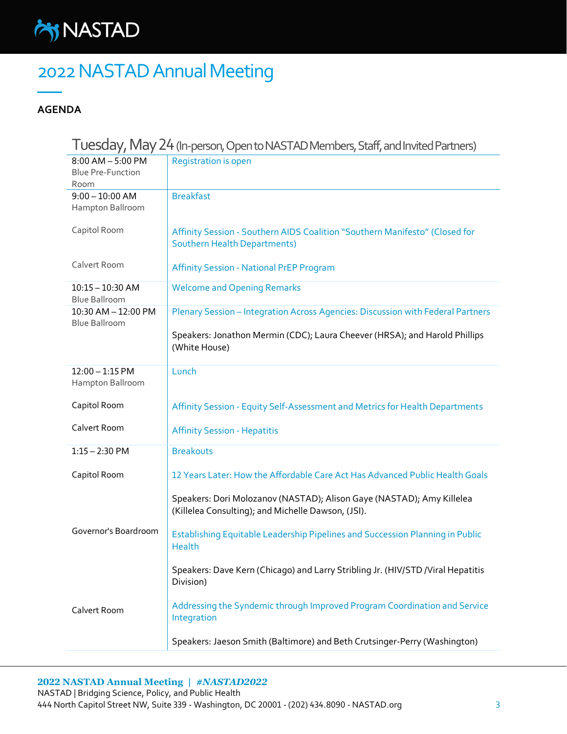# 2022 NASTAD Annual Meeting

## AGENDA

### Tuesday, May 24 (In-person, Open to NASTAD Members, Staff, and Invited Partners)

| | |
|---|---|
| 8:00 AM – 5:00 PM<br>Blue Pre-Function Room | Registration is open |
| 9:00 – 10:00 AM<br>Hampton Ballroom | Breakfast |
| Capitol Room | Affinity Session - Southern AIDS Coalition "Southern Manifesto" (Closed for Southern Health Departments) |
| Calvert Room | Affinity Session - National PrEP Program |
| 10:15 – 10:30 AM<br>Blue Ballroom | Welcome and Opening Remarks |
| 10:30 AM – 12:00 PM<br>Blue Ballroom | Plenary Session – Integration Across Agencies: Discussion with Federal Partners<br><br>Speakers: Jonathon Mermin (CDC); Laura Cheever (HRSA); and Harold Phillips (White House) |
| 12:00 – 1:15 PM<br>Hampton Ballroom | Lunch |
| Capitol Room | Affinity Session - Equity Self-Assessment and Metrics for Health Departments |
| Calvert Room | Affinity Session - Hepatitis |
| 1:15 – 2:30 PM | Breakouts |
| Capitol Room | 12 Years Later: How the Affordable Care Act Has Advanced Public Health Goals<br><br>Speakers: Dori Molozanov (NASTAD); Alison Gaye (NASTAD); Amy Killelea (Killelea Consulting); and Michelle Dawson, (JSI). |
| Governor's Boardroom | Establishing Equitable Leadership Pipelines and Succession Planning in Public Health<br><br>Speakers: Dave Kern (Chicago) and Larry Stribling Jr. (HIV/STD /Viral Hepatitis Division) |
| Calvert Room | Addressing the Syndemic through Improved Program Coordination and Service Integration<br><br>Speakers: Jaeson Smith (Baltimore) and Beth Crutsinger-Perry (Washington) |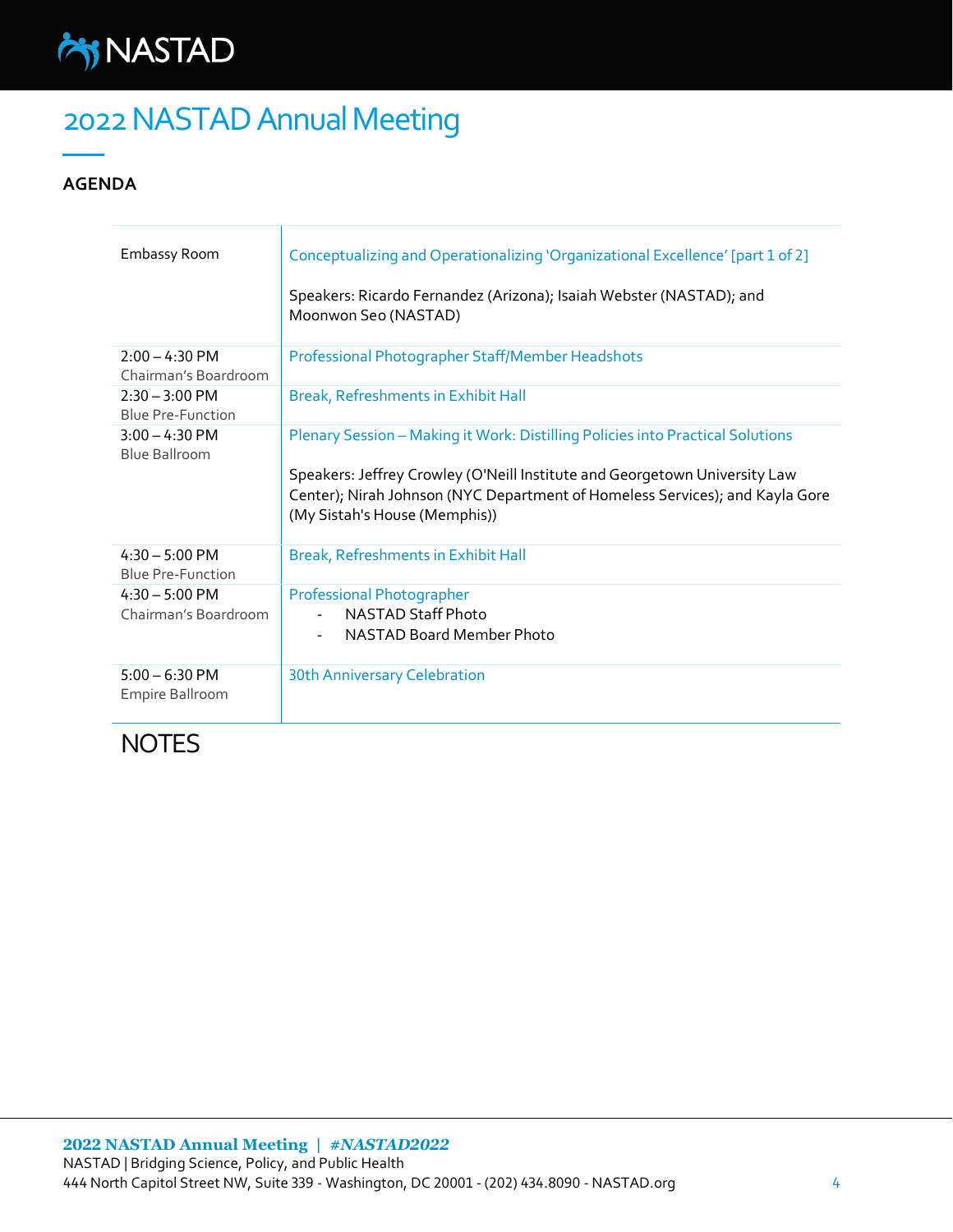# 2022 NASTAD Annual Meeting

**AGENDA**

| | |
|---|---|
| Embassy Room | Conceptualizing and Operationalizing 'Organizational Excellence' [part 1 of 2]<br><br>Speakers: Ricardo Fernandez (Arizona); Isaiah Webster (NASTAD); and Moonwon Seo (NASTAD) |
| 2:00 – 4:30 PM<br>Chairman's Boardroom | Professional Photographer Staff/Member Headshots |
| 2:30 – 3:00 PM<br>Blue Pre-Function | Break, Refreshments in Exhibit Hall |
| 3:00 – 4:30 PM<br>Blue Ballroom | Plenary Session – Making it Work: Distilling Policies into Practical Solutions<br><br>Speakers: Jeffrey Crowley (O'Neill Institute and Georgetown University Law Center); Nirah Johnson (NYC Department of Homeless Services); and Kayla Gore (My Sistah's House (Memphis)) |
| 4:30 – 5:00 PM<br>Blue Pre-Function | Break, Refreshments in Exhibit Hall |
| 4:30 – 5:00 PM<br>Chairman's Boardroom | Professional Photographer<br>- NASTAD Staff Photo<br>- NASTAD Board Member Photo |
| 5:00 – 6:30 PM<br>Empire Ballroom | 30th Anniversary Celebration |

## NOTES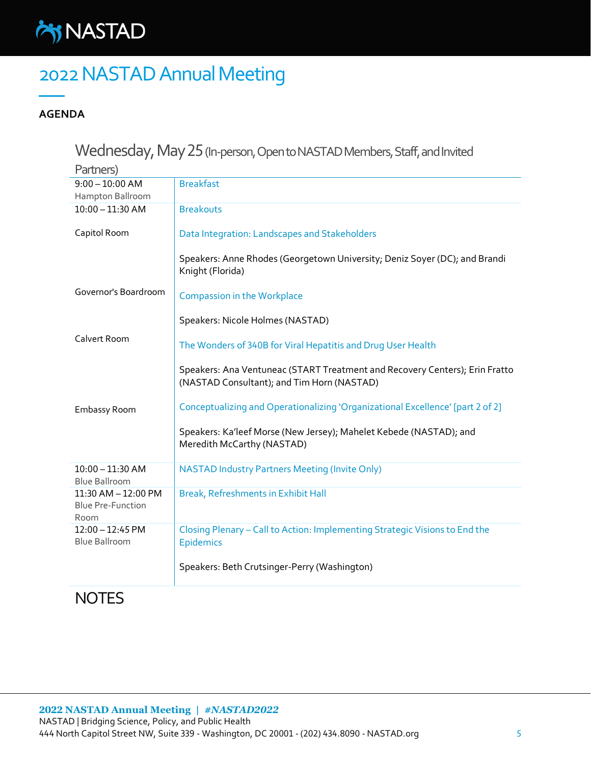# 2022 NASTAD Annual Meeting

**AGENDA**

## Wednesday, May 25 (In-person, Open to NASTAD Members, Staff, and Invited Partners)

| | |
|---|---|
| 9:00 – 10:00 AM<br>Hampton Ballroom | Breakfast |
| 10:00 – 11:30 AM | Breakouts |
| Capitol Room | Data Integration: Landscapes and Stakeholders<br><br>Speakers: Anne Rhodes (Georgetown University; Deniz Soyer (DC); and Brandi Knight (Florida) |
| Governor's Boardroom | Compassion in the Workplace<br><br>Speakers: Nicole Holmes (NASTAD) |
| Calvert Room | The Wonders of 340B for Viral Hepatitis and Drug User Health<br><br>Speakers: Ana Ventuneac (START Treatment and Recovery Centers); Erin Fratto (NASTAD Consultant); and Tim Horn (NASTAD) |
| Embassy Room | Conceptualizing and Operationalizing 'Organizational Excellence' [part 2 of 2]<br><br>Speakers: Ka'leef Morse (New Jersey); Mahelet Kebede (NASTAD); and Meredith McCarthy (NASTAD) |
| 10:00 – 11:30 AM<br>Blue Ballroom | NASTAD Industry Partners Meeting (Invite Only) |
| 11:30 AM – 12:00 PM<br>Blue Pre-Function Room | Break, Refreshments in Exhibit Hall |
| 12:00 – 12:45 PM<br>Blue Ballroom | Closing Plenary – Call to Action: Implementing Strategic Visions to End the Epidemics<br><br>Speakers: Beth Crutsinger-Perry (Washington) |

## NOTES